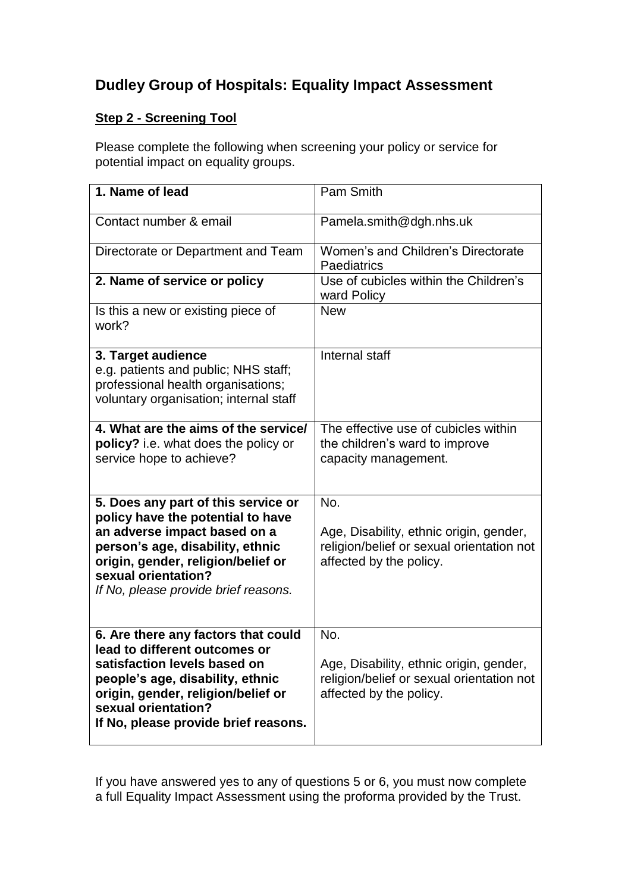# Dudley Group of Hospitals: Equality Impact Assessment

**Step 2 - Screening Tool**

Please complete the following when screening your policy or service for potential impact on equality groups.

| **1. Name of lead** | Pam Smith |
|---|---|
| Contact number & email | Pamela.smith@dgh.nhs.uk |
| Directorate or Department and Team | Women's and Children's Directorate Paediatrics |
| **2. Name of service or policy** | Use of cubicles within the Children's ward Policy |
| Is this a new or existing piece of work? | New |
| **3. Target audience** e.g. patients and public; NHS staff; professional health organisations; voluntary organisation; internal staff | Internal staff |
| **4. What are the aims of the service/ policy?** i.e. what does the policy or service hope to achieve? | The effective use of cubicles within the children's ward to improve capacity management. |
| **5. Does any part of this service or policy have the potential to have an adverse impact based on a person's age, disability, ethnic origin, gender, religion/belief or sexual orientation?** *If No, please provide brief reasons.* | No.<br><br>Age, Disability, ethnic origin, gender, religion/belief or sexual orientation not affected by the policy. |
| **6. Are there any factors that could lead to different outcomes or satisfaction levels based on people's age, disability, ethnic origin, gender, religion/belief or sexual orientation? If No, please provide brief reasons.** | No.<br><br>Age, Disability, ethnic origin, gender, religion/belief or sexual orientation not affected by the policy. |

If you have answered yes to any of questions 5 or 6, you must now complete a full Equality Impact Assessment using the proforma provided by the Trust.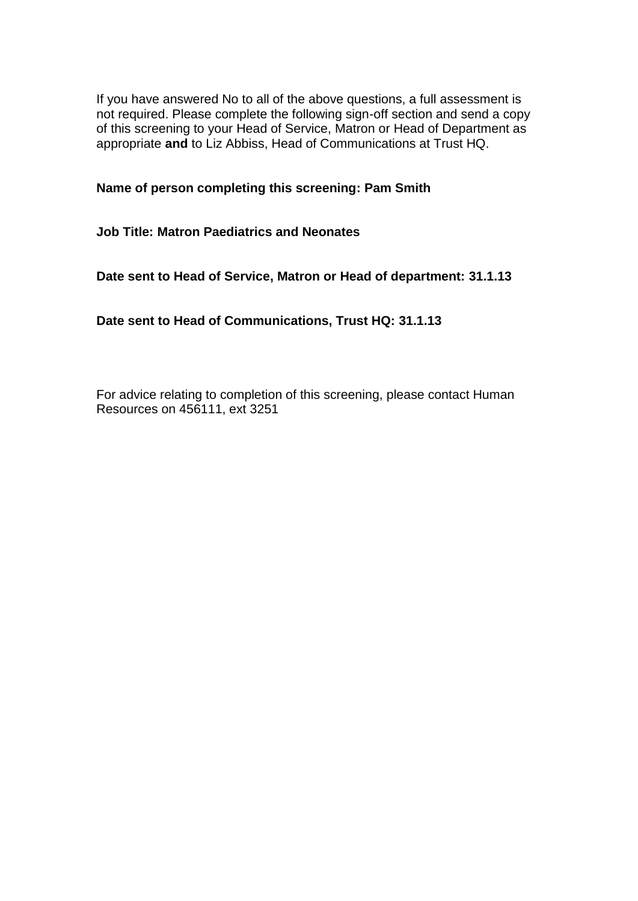If you have answered No to all of the above questions, a full assessment is not required. Please complete the following sign-off section and send a copy of this screening to your Head of Service, Matron or Head of Department as appropriate **and** to Liz Abbiss, Head of Communications at Trust HQ.

**Name of person completing this screening: Pam Smith**

**Job Title: Matron Paediatrics and Neonates**

**Date sent to Head of Service, Matron or Head of department: 31.1.13**

**Date sent to Head of Communications, Trust HQ: 31.1.13**

For advice relating to completion of this screening, please contact Human Resources on 456111, ext 3251